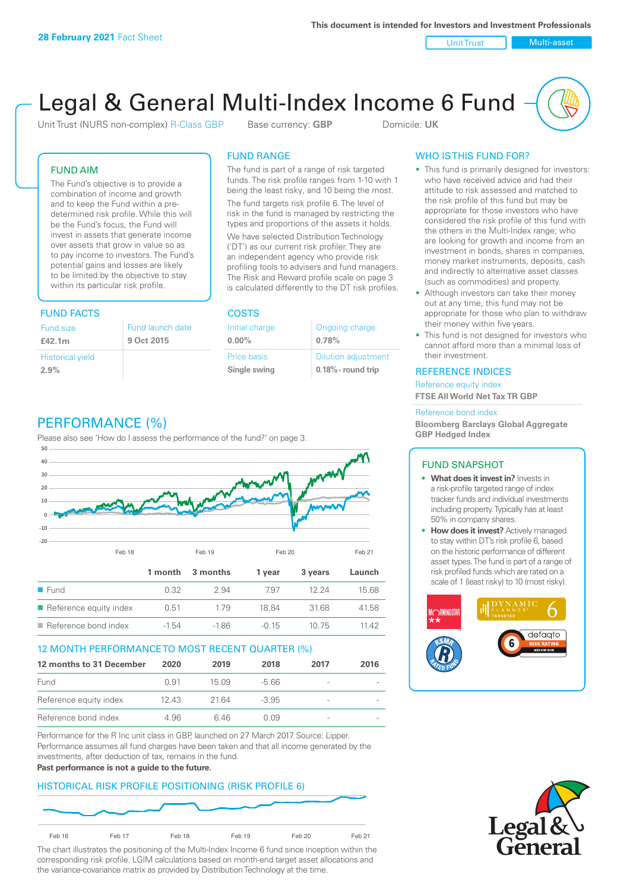28 February 2021 Fact Sheet

This document is intended for Investors and Investment Professionals

Unit Trust | Multi-asset

# Legal & General Multi-Index Income 6 Fund

Unit Trust (NURS non-complex) R-Class GBP    Base currency: **GBP**    Domicile: **UK**

## FUND AIM

The Fund's objective is to provide a combination of income and growth and to keep the Fund within a pre-determined risk profile. While this will be the Fund's focus, the Fund will invest in assets that generate income over assets that grow in value so as to pay income to investors. The Fund's potential gains and losses are likely to be limited by the objective to stay within its particular risk profile.

## FUND RANGE

The fund is part of a range of risk targeted funds. The risk profile ranges from 1-10 with 1 being the least risky, and 10 being the most.

The fund targets risk profile 6. The level of risk in the fund is managed by restricting the types and proportions of the assets it holds.

We have selected Distribution Technology ('DT') as our current risk profiler. They are an independent agency who provide risk profiling tools to advisers and fund managers. The Risk and Reward profile scale on page 3 is calculated differently to the DT risk profiles.

## WHO IS THIS FUND FOR?

- This fund is primarily designed for investors: who have received advice and had their attitude to risk assessed and matched to the risk profile of this fund but may be appropriate for those investors who have considered the risk profile of this fund with the others in the Multi-Index range; who are looking for growth and income from an investment in bonds, shares in companies, money market instruments, deposits, cash and indirectly to alternative asset classes (such as commodities) and property.
- Although investors can take their money out at any time, this fund may not be appropriate for those who plan to withdraw their money within five years.
- This fund is not designed for investors who cannot afford more than a minimal loss of their investment.

## FUND FACTS

| Fund size | Fund launch date |
|---|---|
| **£42.1m** | **9 Oct 2015** |
| Historical yield | |
| **2.9%** | |

## COSTS

| Initial charge | Ongoing charge |
|---|---|
| **0.00%** | **0.78%** |
| Price basis | Dilution adjustment |
| **Single swing** | **0.18% - round trip** |

## REFERENCE INDICES

Reference equity index
**FTSE All World Net Tax TR GBP**

Reference bond index
**Bloomberg Barclays Global Aggregate GBP Hedged Index**

## PERFORMANCE (%)

Please also see 'How do I assess the performance of the fund?' on page 3.

| | 1 month | 3 months | 1 year | 3 years | Launch |
|---|---|---|---|---|---|
| Fund | 0.32 | 2.94 | 7.97 | 12.24 | 15.68 |
| Reference equity index | 0.51 | 1.79 | 18.84 | 31.68 | 41.58 |
| Reference bond index | -1.54 | -1.86 | -0.15 | 10.75 | 11.42 |

## 12 MONTH PERFORMANCE TO MOST RECENT QUARTER (%)

| 12 months to 31 December | 2020 | 2019 | 2018 | 2017 | 2016 |
|---|---|---|---|---|---|
| Fund | 0.91 | 15.09 | -5.66 | - | - |
| Reference equity index | 12.43 | 21.64 | -3.95 | - | - |
| Reference bond index | 4.96 | 6.46 | 0.09 | - | - |

Performance for the R Inc unit class in GBP, launched on 27 March 2017. Source: Lipper. Performance assumes all fund charges have been taken and that all income generated by the investments, after deduction of tax, remains in the fund.
**Past performance is not a guide to the future.**

## HISTORICAL RISK PROFILE POSITIONING (RISK PROFILE 6)

The chart illustrates the positioning of the Multi-Index Income 6 fund since inception within the corresponding risk profile. LGIM calculations based on month-end target asset allocations and the variance-covariance matrix as provided by Distribution Technology at the time.

## FUND SNAPSHOT

- **What does it invest in?** Invests in a risk-profile targeted range of index tracker funds and individual investments including property. Typically has at least 50% in company shares.
- **How does it invest?** Actively managed to stay within DT's risk profile 6, based on the historic performance of different asset types. The fund is part of a range of risk profiled funds which are rated on a scale of 1 (least risky) to 10 (most risky).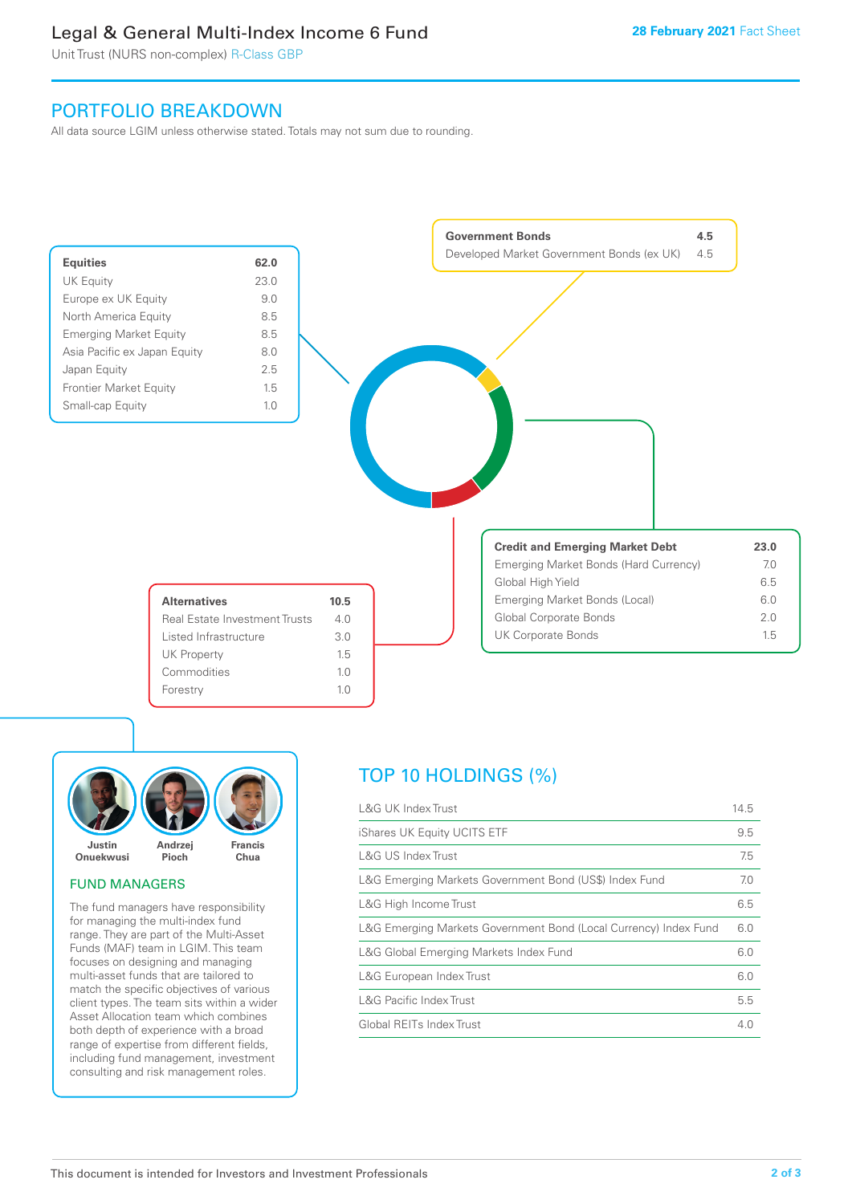# Legal & General Multi-Index Income 6 Fund

Unit Trust (NURS non-complex) R-Class GBP

**28 February 2021** Fact Sheet

## PORTFOLIO BREAKDOWN

All data source LGIM unless otherwise stated. Totals may not sum due to rounding.

| **Equities** | **62.0** |
|---|---|
| UK Equity | 23.0 |
| Europe ex UK Equity | 9.0 |
| North America Equity | 8.5 |
| Emerging Market Equity | 8.5 |
| Asia Pacific ex Japan Equity | 8.0 |
| Japan Equity | 2.5 |
| Frontier Market Equity | 1.5 |
| Small-cap Equity | 1.0 |

| **Government Bonds** | **4.5** |
|---|---|
| Developed Market Government Bonds (ex UK) | 4.5 |

| **Credit and Emerging Market Debt** | **23.0** |
|---|---|
| Emerging Market Bonds (Hard Currency) | 7.0 |
| Global High Yield | 6.5 |
| Emerging Market Bonds (Local) | 6.0 |
| Global Corporate Bonds | 2.0 |
| UK Corporate Bonds | 1.5 |

| **Alternatives** | **10.5** |
|---|---|
| Real Estate Investment Trusts | 4.0 |
| Listed Infrastructure | 3.0 |
| UK Property | 1.5 |
| Commodities | 1.0 |
| Forestry | 1.0 |

Justin Onuekwusi, Andrzej Pioch, Francis Chua

### FUND MANAGERS

The fund managers have responsibility for managing the multi-index fund range. They are part of the Multi-Asset Funds (MAF) team in LGIM. This team focuses on designing and managing multi-asset funds that are tailored to match the specific objectives of various client types. The team sits within a wider Asset Allocation team which combines both depth of experience with a broad range of expertise from different fields, including fund management, investment consulting and risk management roles.

## TOP 10 HOLDINGS (%)

| Holding | % |
|---|---|
| L&G UK Index Trust | 14.5 |
| iShares UK Equity UCITS ETF | 9.5 |
| L&G US Index Trust | 7.5 |
| L&G Emerging Markets Government Bond (US$) Index Fund | 7.0 |
| L&G High Income Trust | 6.5 |
| L&G Emerging Markets Government Bond (Local Currency) Index Fund | 6.0 |
| L&G Global Emerging Markets Index Fund | 6.0 |
| L&G European Index Trust | 6.0 |
| L&G Pacific Index Trust | 5.5 |
| Global REITs Index Trust | 4.0 |

This document is intended for Investors and Investment Professionals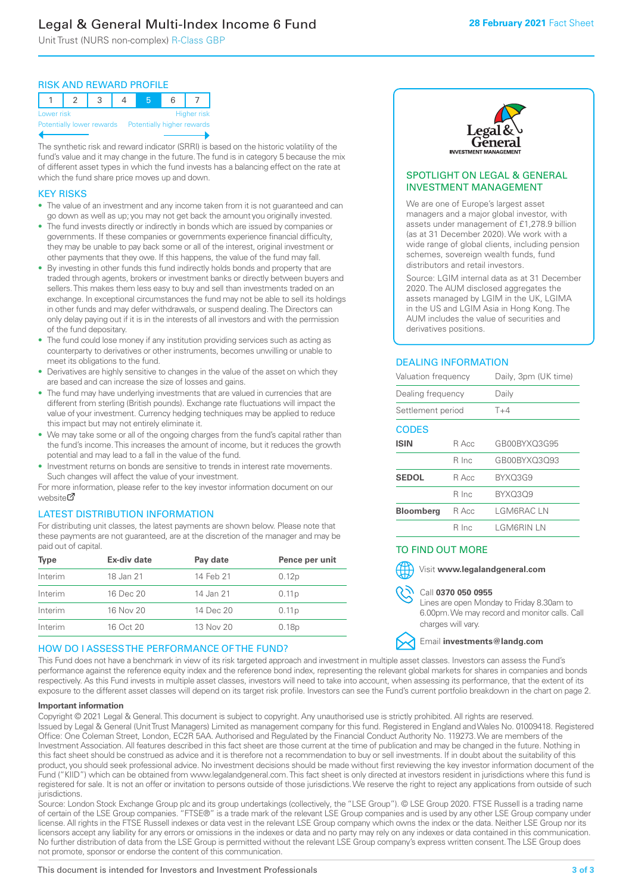# Legal & General Multi-Index Income 6 Fund

Unit Trust (NURS non-complex) R-Class GBP

**28 February 2021** Fact Sheet

## RISK AND REWARD PROFILE

| 1 | 2 | 3 | 4 | 5 | 6 | 7 |
|---|---|---|---|---|---|---|

Lower risk — Higher risk

Potentially lower rewards — Potentially higher rewards

The synthetic risk and reward indicator (SRRI) is based on the historic volatility of the fund's value and it may change in the future. The fund is in category 5 because the mix of different asset types in which the fund invests has a balancing effect on the rate at which the fund share price moves up and down.

## KEY RISKS

- The value of an investment and any income taken from it is not guaranteed and can go down as well as up; you may not get back the amount you originally invested.
- The fund invests directly or indirectly in bonds which are issued by companies or governments. If these companies or governments experience financial difficulty, they may be unable to pay back some or all of the interest, original investment or other payments that they owe. If this happens, the value of the fund may fall.
- By investing in other funds this fund indirectly holds bonds and property that are traded through agents, brokers or investment banks or directly between buyers and sellers. This makes them less easy to buy and sell than investments traded on an exchange. In exceptional circumstances the fund may not be able to sell its holdings in other funds and may defer withdrawals, or suspend dealing. The Directors can only delay paying out if it is in the interests of all investors and with the permission of the fund depositary.
- The fund could lose money if any institution providing services such as acting as counterparty to derivatives or other instruments, becomes unwilling or unable to meet its obligations to the fund.
- Derivatives are highly sensitive to changes in the value of the asset on which they are based and can increase the size of losses and gains.
- The fund may have underlying investments that are valued in currencies that are different from sterling (British pounds). Exchange rate fluctuations will impact the value of your investment. Currency hedging techniques may be applied to reduce this impact but may not entirely eliminate it.
- We may take some or all of the ongoing charges from the fund's capital rather than the fund's income. This increases the amount of income, but it reduces the growth potential and may lead to a fall in the value of the fund.
- Investment returns on bonds are sensitive to trends in interest rate movements. Such changes will affect the value of your investment.

For more information, please refer to the key investor information document on our website

## LATEST DISTRIBUTION INFORMATION

For distributing unit classes, the latest payments are shown below. Please note that these payments are not guaranteed, are at the discretion of the manager and may be paid out of capital.

| Type | Ex-div date | Pay date | Pence per unit |
|---|---|---|---|
| Interim | 18 Jan 21 | 14 Feb 21 | 0.12p |
| Interim | 16 Dec 20 | 14 Jan 21 | 0.11p |
| Interim | 16 Nov 20 | 14 Dec 20 | 0.11p |
| Interim | 16 Oct 20 | 13 Nov 20 | 0.18p |

## SPOTLIGHT ON LEGAL & GENERAL INVESTMENT MANAGEMENT

We are one of Europe's largest asset managers and a major global investor, with assets under management of £1,278.9 billion (as at 31 December 2020). We work with a wide range of global clients, including pension schemes, sovereign wealth funds, fund distributors and retail investors.

Source: LGIM internal data as at 31 December 2020. The AUM disclosed aggregates the assets managed by LGIM in the UK, LGIMA in the US and LGIM Asia in Hong Kong. The AUM includes the value of securities and derivatives positions.

## DEALING INFORMATION

| | |
|---|---|
| Valuation frequency | Daily, 3pm (UK time) |
| Dealing frequency | Daily |
| Settlement period | T+4 |

## CODES

| | | |
|---|---|---|
| **ISIN** | R Acc | GB00BYXQ3G95 |
| | R Inc | GB00BYXQ3Q93 |
| **SEDOL** | R Acc | BYXQ3G9 |
| | R Inc | BYXQ3Q9 |
| **Bloomberg** | R Acc | LGM6RAC LN |
| | R Inc | LGM6RIN LN |

## TO FIND OUT MORE

Visit **www.legalandgeneral.com**

Call **0370 050 0955**
Lines are open Monday to Friday 8.30am to 6.00pm. We may record and monitor calls. Call charges will vary.

Email **investments@landg.com**

## HOW DO I ASSESS THE PERFORMANCE OF THE FUND?

This Fund does not have a benchmark in view of its risk targeted approach and investment in multiple asset classes. Investors can assess the Fund's performance against the reference equity index and the reference bond index, representing the relevant global markets for shares in companies and bonds respectively. As this Fund invests in multiple asset classes, investors will need to take into account, when assessing its performance, that the extent of its exposure to the different asset classes will depend on its target risk profile. Investors can see the Fund's current portfolio breakdown in the chart on page 2.

**Important information**

Copyright © 2021 Legal & General. This document is subject to copyright. Any unauthorised use is strictly prohibited. All rights are reserved.
Issued by Legal & General (Unit Trust Managers) Limited as management company for this fund. Registered in England and Wales No. 01009418. Registered Office: One Coleman Street, London, EC2R 5AA. Authorised and Regulated by the Financial Conduct Authority No. 119273. We are members of the Investment Association. All features described in this fact sheet are those current at the time of publication and may be changed in the future. Nothing in this fact sheet should be construed as advice and it is therefore not a recommendation to buy or sell investments. If in doubt about the suitability of this product, you should seek professional advice. No investment decisions should be made without first reviewing the key investor information document of the Fund ("KIID") which can be obtained from www.legalandgeneral.com. This fact sheet is only directed at investors resident in jurisdictions where this fund is registered for sale. It is not an offer or invitation to persons outside of those jurisdictions. We reserve the right to reject any applications from outside of such jurisdictions.
Source: London Stock Exchange Group plc and its group undertakings (collectively, the "LSE Group"). © LSE Group 2020. FTSE Russell is a trading name of certain of the LSE Group companies. "FTSE®" is a trade mark of the relevant LSE Group companies and is used by any other LSE Group company under license. All rights in the FTSE Russell indexes or data vest in the relevant LSE Group company which owns the index or the data. Neither LSE Group nor its licensors accept any liability for any errors or omissions in the indexes or data and no party may rely on any indexes or data contained in this communication. No further distribution of data from the LSE Group is permitted without the relevant LSE Group company's express written consent. The LSE Group does not promote, sponsor or endorse the content of this communication.

This document is intended for Investors and Investment Professionals